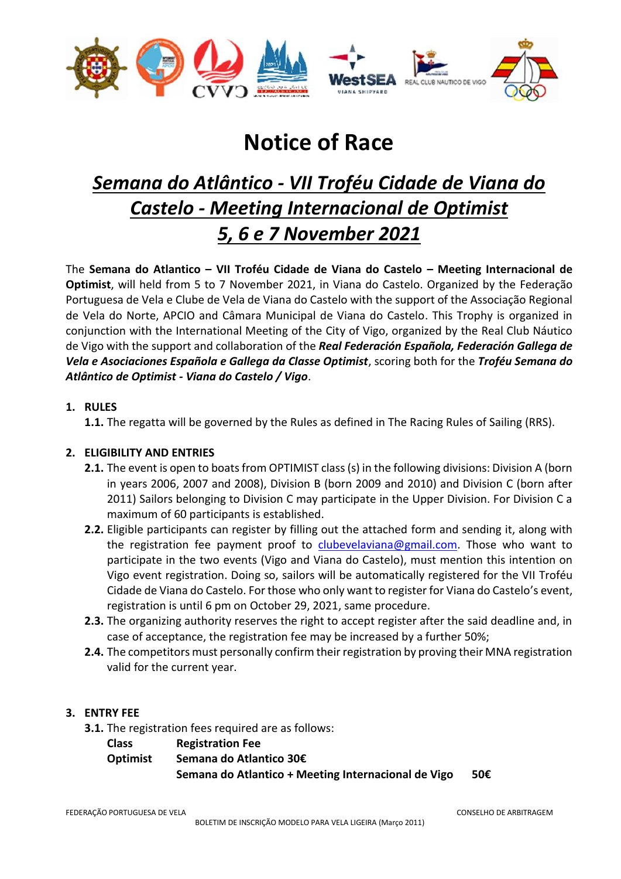# Notice of Race

## *Semana do Atlântico - VII Troféu Cidade de Viana do Castelo - Meeting Internacional de Optimist*
## *5, 6 e 7 November 2021*

The **Semana do Atlantico – VII Troféu Cidade de Viana do Castelo – Meeting Internacional de Optimist**, will held from 5 to 7 November 2021, in Viana do Castelo. Organized by the Federação Portuguesa de Vela e Clube de Vela de Viana do Castelo with the support of the Associação Regional de Vela do Norte, APCIO and Câmara Municipal de Viana do Castelo. This Trophy is organized in conjunction with the International Meeting of the City of Vigo, organized by the Real Club Náutico de Vigo with the support and collaboration of the ***Real Federación Española, Federación Gallega de Vela e Asociaciones Española e Gallega da Classe Optimist***, scoring both for the ***Troféu Semana do Atlântico de Optimist - Viana do Castelo / Vigo***.

**1. RULES**

**1.1.** The regatta will be governed by the Rules as defined in The Racing Rules of Sailing (RRS).

**2. ELIGIBILITY AND ENTRIES**

**2.1.** The event is open to boats from OPTIMIST class (s) in the following divisions: Division A (born in years 2006, 2007 and 2008), Division B (born 2009 and 2010) and Division C (born after 2011) Sailors belonging to Division C may participate in the Upper Division. For Division C a maximum of 60 participants is established.

**2.2.** Eligible participants can register by filling out the attached form and sending it, along with the registration fee payment proof to clubevelaviana@gmail.com. Those who want to participate in the two events (Vigo and Viana do Castelo), must mention this intention on Vigo event registration. Doing so, sailors will be automatically registered for the VII Troféu Cidade de Viana do Castelo. For those who only want to register for Viana do Castelo's event, registration is until 6 pm on October 29, 2021, same procedure.

**2.3.** The organizing authority reserves the right to accept register after the said deadline and, in case of acceptance, the registration fee may be increased by a further 50%;

**2.4.** The competitors must personally confirm their registration by proving their MNA registration valid for the current year.

**3. ENTRY FEE**

**3.1.** The registration fees required are as follows:

| **Class** | **Registration Fee** | |
|---|---|---|
| **Optimist** | **Semana do Atlantico 30€** | |
| | **Semana do Atlantico + Meeting Internacional de Vigo** | **50€** |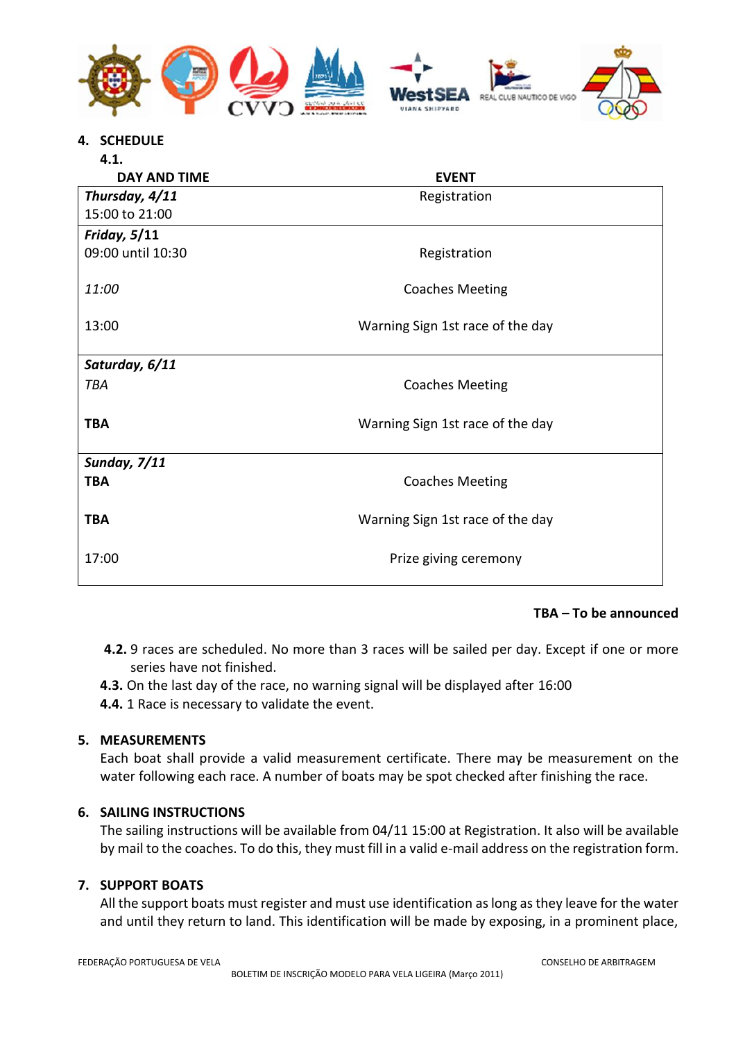## 4. SCHEDULE

**4.1.**

| DAY AND TIME | EVENT |
|---|---|
| ***Thursday, 4/11*** 15:00 to 21:00 | Registration |
| ***Friday, 5/11*** | |
| 09:00 until 10:30 | Registration |
| *11:00* | Coaches Meeting |
| 13:00 | Warning Sign 1st race of the day |
| ***Saturday, 6/11*** | |
| *TBA* | Coaches Meeting |
| **TBA** | Warning Sign 1st race of the day |
| ***Sunday, 7/11*** | |
| **TBA** | Coaches Meeting |
| **TBA** | Warning Sign 1st race of the day |
| 17:00 | Prize giving ceremony |

**TBA – To be announced**

**4.2.** 9 races are scheduled. No more than 3 races will be sailed per day. Except if one or more series have not finished.

**4.3.** On the last day of the race, no warning signal will be displayed after 16:00

**4.4.** 1 Race is necessary to validate the event.

## 5. MEASUREMENTS

Each boat shall provide a valid measurement certificate. There may be measurement on the water following each race. A number of boats may be spot checked after finishing the race.

## 6. SAILING INSTRUCTIONS

The sailing instructions will be available from 04/11 15:00 at Registration. It also will be available by mail to the coaches. To do this, they must fill in a valid e-mail address on the registration form.

## 7. SUPPORT BOATS

All the support boats must register and must use identification as long as they leave for the water and until they return to land. This identification will be made by exposing, in a prominent place,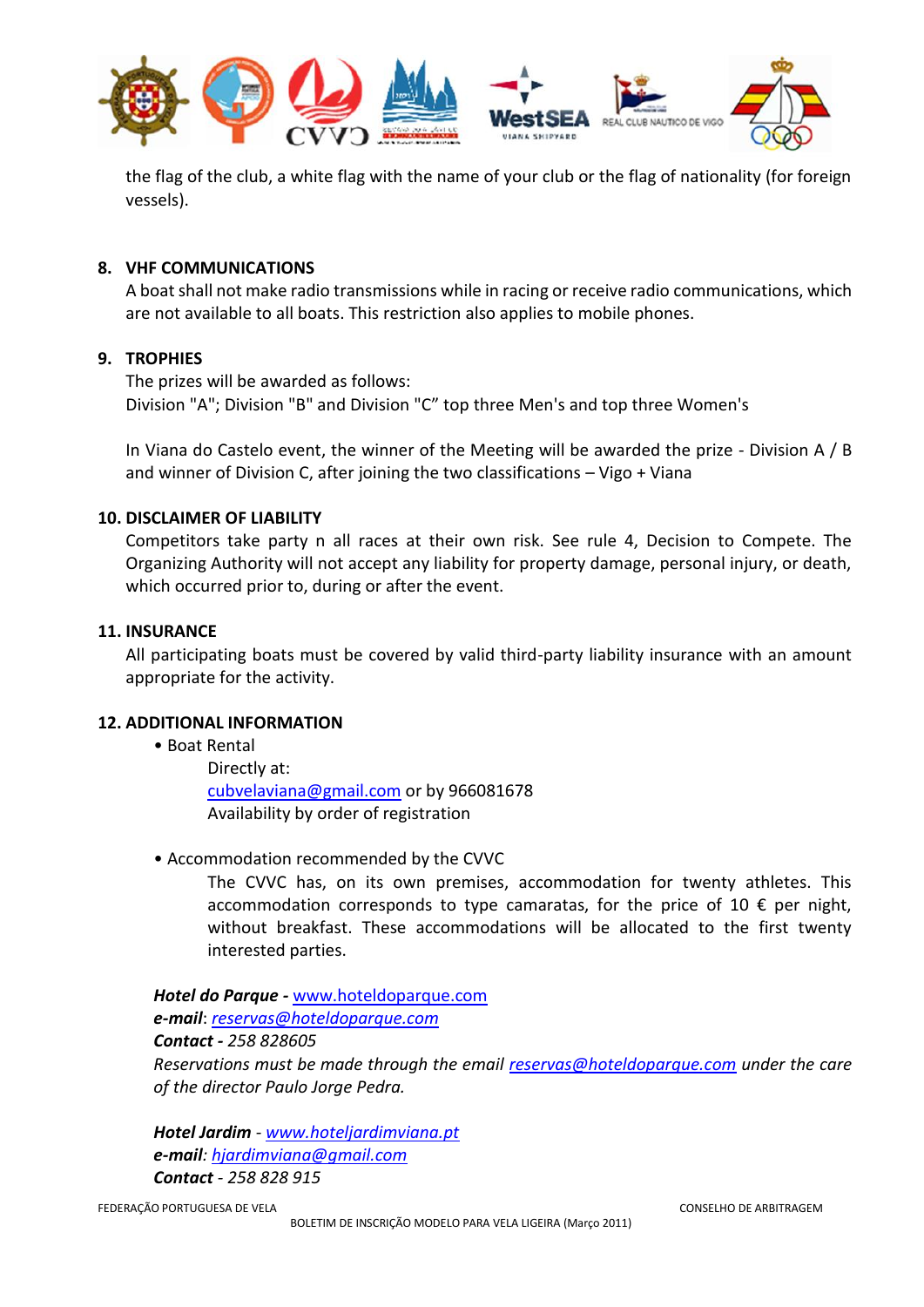the flag of the club, a white flag with the name of your club or the flag of nationality (for foreign vessels).

**8. VHF COMMUNICATIONS**

A boat shall not make radio transmissions while in racing or receive radio communications, which are not available to all boats. This restriction also applies to mobile phones.

**9. TROPHIES**

The prizes will be awarded as follows:
Division "A"; Division "B" and Division "C" top three Men's and top three Women's

In Viana do Castelo event, the winner of the Meeting will be awarded the prize - Division A / B and winner of Division C, after joining the two classifications – Vigo + Viana

**10. DISCLAIMER OF LIABILITY**

Competitors take party n all races at their own risk. See rule 4, Decision to Compete. The Organizing Authority will not accept any liability for property damage, personal injury, or death, which occurred prior to, during or after the event.

**11. INSURANCE**

All participating boats must be covered by valid third-party liability insurance with an amount appropriate for the activity.

**12. ADDITIONAL INFORMATION**

- Boat Rental

  Directly at:
  cubvelaviana@gmail.com or by 966081678
  Availability by order of registration

- Accommodation recommended by the CVVC

  The CVVC has, on its own premises, accommodation for twenty athletes. This accommodation corresponds to type camaratas, for the price of 10 € per night, without breakfast. These accommodations will be allocated to the first twenty interested parties.

***Hotel do Parque*** *-* www.hoteldoparque.com
***e-mail***: *reservas@hoteldoparque.com*
***Contact*** *- 258 828605*
*Reservations must be made through the email reservas@hoteldoparque.com under the care of the director Paulo Jorge Pedra.*

***Hotel Jardim*** - *www.hoteljardimviana.pt*
***e-mail***: *hjardimviana@gmail.com*
***Contact*** *- 258 828 915*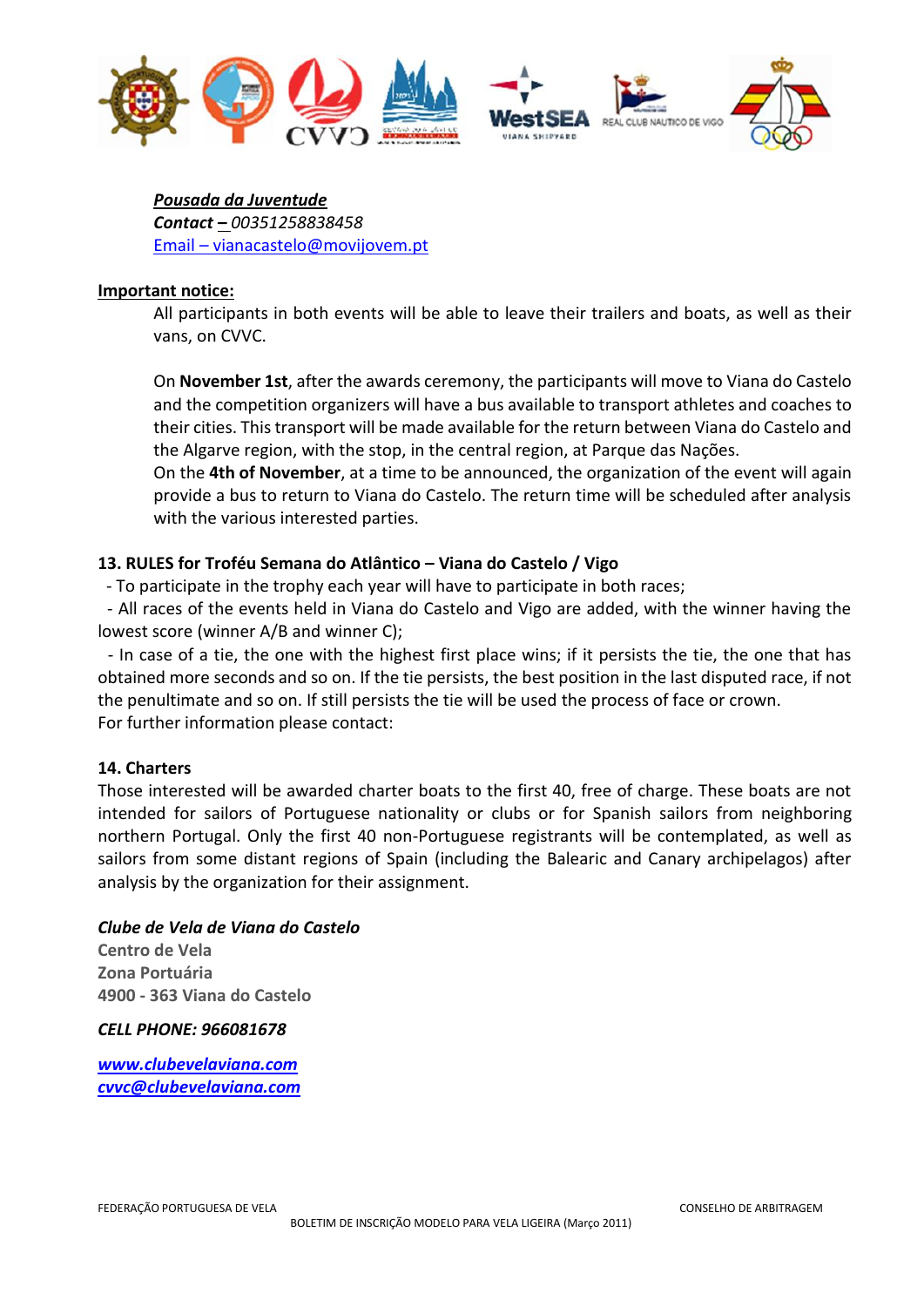***Pousada da Juventude***
***Contact –*** *00351258838458*
Email – vianacastelo@movijovem.pt

**Important notice:**

All participants in both events will be able to leave their trailers and boats, as well as their vans, on CVVC.

On **November 1st**, after the awards ceremony, the participants will move to Viana do Castelo and the competition organizers will have a bus available to transport athletes and coaches to their cities. This transport will be made available for the return between Viana do Castelo and the Algarve region, with the stop, in the central region, at Parque das Nações.
On the **4th of November**, at a time to be announced, the organization of the event will again provide a bus to return to Viana do Castelo. The return time will be scheduled after analysis with the various interested parties.

**13. RULES for Troféu Semana do Atlântico – Viana do Castelo / Vigo**

- To participate in the trophy each year will have to participate in both races;
- All races of the events held in Viana do Castelo and Vigo are added, with the winner having the lowest score (winner A/B and winner C);
- In case of a tie, the one with the highest first place wins; if it persists the tie, the one that has obtained more seconds and so on. If the tie persists, the best position in the last disputed race, if not the penultimate and so on. If still persists the tie will be used the process of face or crown.

For further information please contact:

**14. Charters**

Those interested will be awarded charter boats to the first 40, free of charge. These boats are not intended for sailors of Portuguese nationality or clubs or for Spanish sailors from neighboring northern Portugal. Only the first 40 non-Portuguese registrants will be contemplated, as well as sailors from some distant regions of Spain (including the Balearic and Canary archipelagos) after analysis by the organization for their assignment.

***Clube de Vela de Viana do Castelo***
**Centro de Vela**
**Zona Portuária**
**4900 - 363 Viana do Castelo**

***CELL PHONE: 966081678***

***www.clubevelaviana.com***
***cvvc@clubevelaviana.com***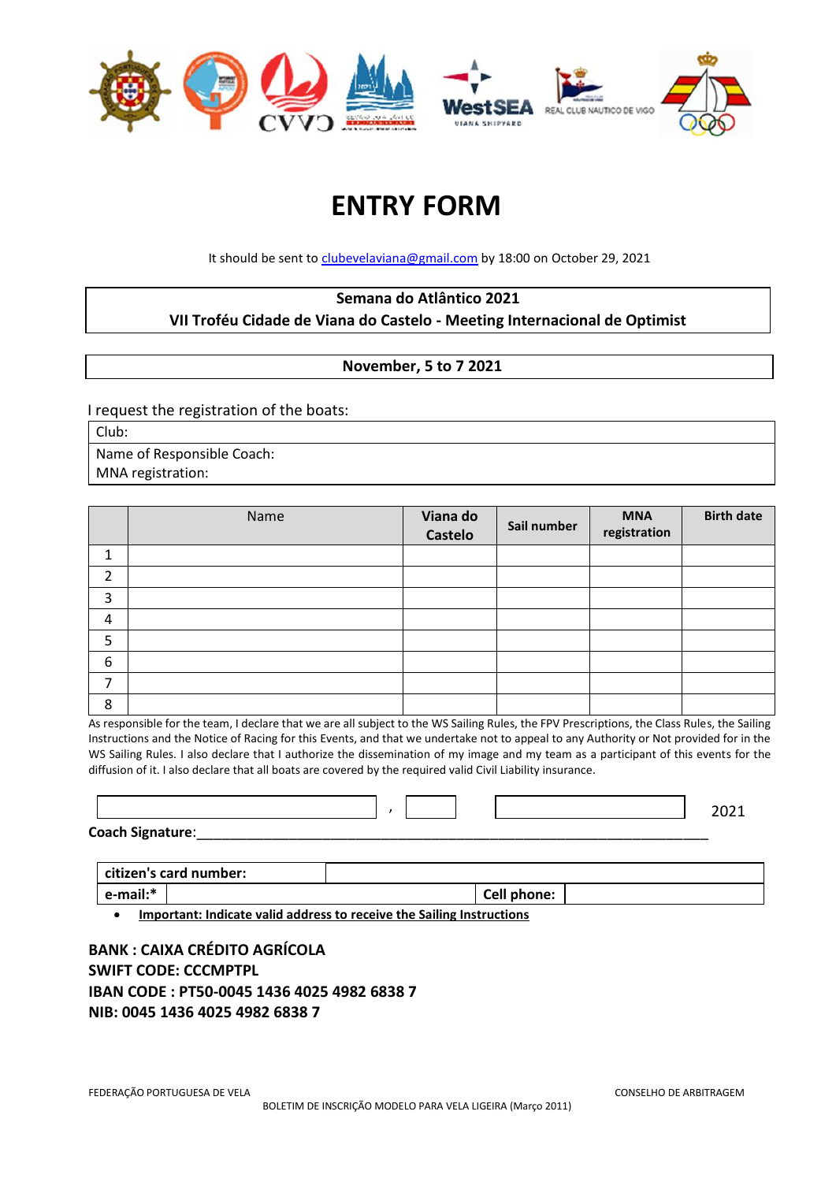# ENTRY FORM

It should be sent to clubevelaviana@gmail.com by 18:00 on October 29, 2021

**Semana do Atlântico 2021**
**VII Troféu Cidade de Viana do Castelo - Meeting Internacional de Optimist**

**November, 5 to 7 2021**

I request the registration of the boats:

Club:

Name of Responsible Coach:
MNA registration:

| | Name | Viana do Castelo | Sail number | MNA registration | Birth date |
|---|---|---|---|---|---|
| 1 | | | | | |
| 2 | | | | | |
| 3 | | | | | |
| 4 | | | | | |
| 5 | | | | | |
| 6 | | | | | |
| 7 | | | | | |
| 8 | | | | | |

As responsible for the team, I declare that we are all subject to the WS Sailing Rules, the FPV Prescriptions, the Class Rules, the Sailing Instructions and the Notice of Racing for this Events, and that we undertake not to appeal to any Authority or Not provided for in the WS Sailing Rules. I also declare that I authorize the dissemination of my image and my team as a participant of this events for the diffusion of it. I also declare that all boats are covered by the required valid Civil Liability insurance.

______________________ , ________ ______________________ 2021

**Coach Signature**:______________________________________________________________

| **citizen's card number:** | |
|---|---|
| **e-mail:*** | **Cell phone:** |

- **Important: Indicate valid address to receive the Sailing Instructions**

**BANK : CAIXA CRÉDITO AGRÍCOLA**
**SWIFT CODE: CCCMPTPL**
**IBAN CODE : PT50-0045 1436 4025 4982 6838 7**
**NIB: 0045 1436 4025 4982 6838 7**

FEDERAÇÃO PORTUGUESA DE VELA — CONSELHO DE ARBITRAGEM
BOLETIM DE INSCRIÇÃO MODELO PARA VELA LIGEIRA (Março 2011)